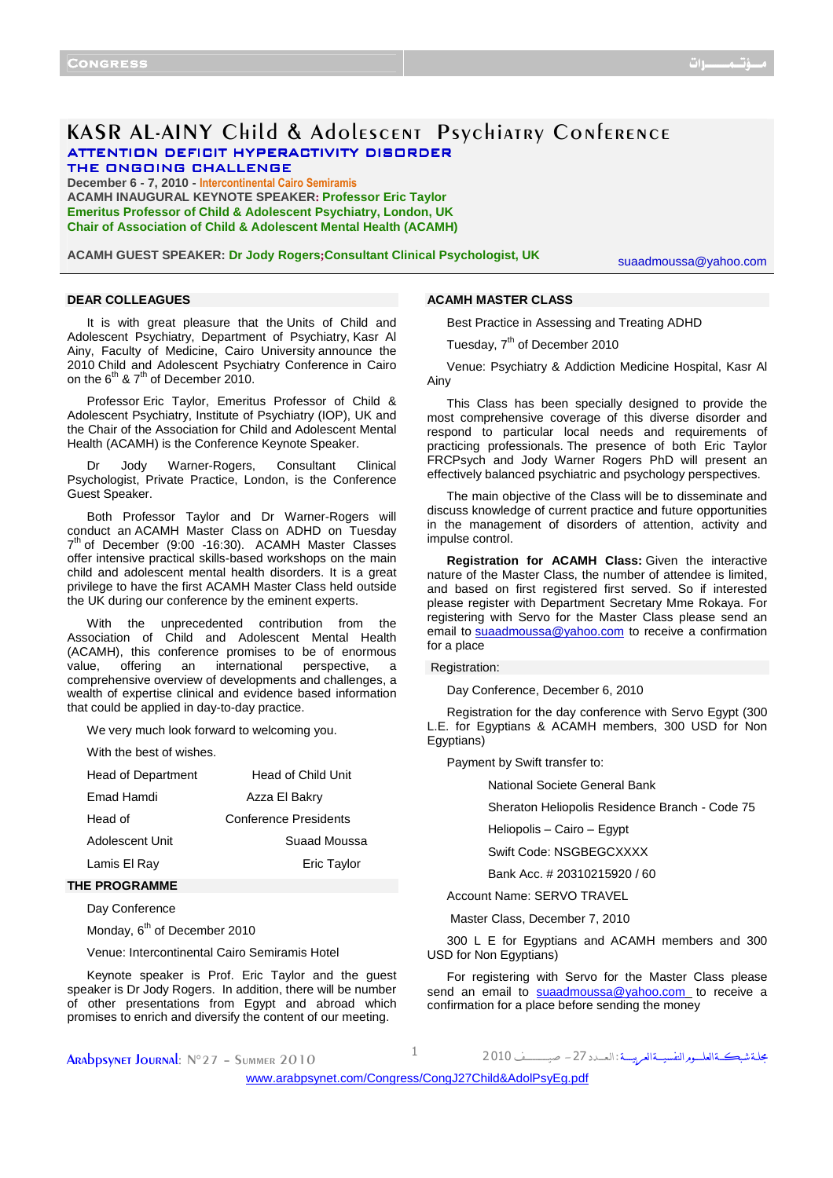# KASR AL-AINY Child & Adolescent Psychiatry Conference

## ATTENTION DEFICIT HYPERACTIVITY DISORDER

## THE ONGOING CHALLENGE

**December 6 - 7, 2010 - Intercontinental Cairo Semiramis**

**ACAMH INAUGURAL KEYNOTE SPEAKER: Professor Eric Taylor**

**Emeritus Professor of Child & Adolescent Psychiatry, London, UK**

**Chair of Association of Child & Adolescent Mental Health (ACAMH)**

**ACAMH GUEST SPEAKER: Dr Jody Rogers;Consultant Clinical Psychologist, UK**

suaadmoussa@yahoo.com

### DEAR COLLEAGUES

It is with great pleasure that the Units of Child and Adolescent Psychiatry, Department of Psychiatry, Kasr Al Ainy, Faculty of Medicine, Cairo University announce the 2010 Child and Adolescent Psychiatry Conference in Cairo on the 6th & 7th of December 2010.

Professor Eric Taylor, Emeritus Professor of Child & Adolescent Psychiatry, Institute of Psychiatry (IOP), UK and the Chair of the Association for Child and Adolescent Mental Health (ACAMH) is the Conference Keynote Speaker.

Dr Jody Warner-Rogers, Consultant Clinical Psychologist, Private Practice, London, is the Conference Guest Speaker.

Both Professor Taylor and Dr Warner-Rogers will conduct an ACAMH Master Class on ADHD on Tuesday 7th of December (9:00 -16:30). ACAMH Master Classes offer intensive practical skills-based workshops on the main child and adolescent mental health disorders. It is a great privilege to have the first ACAMH Master Class held outside the UK during our conference by the eminent experts.

With the unprecedented contribution from the Association of Child and Adolescent Mental Health (ACAMH), this conference promises to be of enormous value, offering an international perspective, a comprehensive overview of developments and challenges, a wealth of expertise clinical and evidence based information that could be applied in day-to-day practice.

We very much look forward to welcoming you.

With the best of wishes.

| | |
|---|---|
| Head of Department | Head of Child Unit |
| Emad Hamdi | Azza El Bakry |
| Head of | Conference Presidents |
| Adolescent Unit | Suaad Moussa |
| Lamis El Ray | Eric Taylor |

### THE PROGRAMME

Day Conference

Monday, 6th of December 2010

Venue: Intercontinental Cairo Semiramis Hotel

Keynote speaker is Prof. Eric Taylor and the guest speaker is Dr Jody Rogers. In addition, there will be number of other presentations from Egypt and abroad which promises to enrich and diversify the content of our meeting.

### ACAMH MASTER CLASS

Best Practice in Assessing and Treating ADHD

Tuesday, 7th of December 2010

Venue: Psychiatry & Addiction Medicine Hospital, Kasr Al Ainy

This Class has been specially designed to provide the most comprehensive coverage of this diverse disorder and respond to particular local needs and requirements of practicing professionals. The presence of both Eric Taylor FRCPsych and Jody Warner Rogers PhD will present an effectively balanced psychiatric and psychology perspectives.

The main objective of the Class will be to disseminate and discuss knowledge of current practice and future opportunities in the management of disorders of attention, activity and impulse control.

**Registration for ACAMH Class:** Given the interactive nature of the Master Class, the number of attendee is limited, and based on first registered first served. So if interested please register with Department Secretary Mme Rokaya. For registering with Servo for the Master Class please send an email to suaadmoussa@yahoo.com to receive a confirmation for a place

Registration:

Day Conference, December 6, 2010

Registration for the day conference with Servo Egypt (300 L.E. for Egyptians & ACAMH members, 300 USD for Non Egyptians)

Payment by Swift transfer to:

National Societe General Bank

Sheraton Heliopolis Residence Branch - Code 75

Heliopolis – Cairo – Egypt

Swift Code: NSGBEGCXXXX

Bank Acc. # 20310215920 / 60

Account Name: SERVO TRAVEL

Master Class, December 7, 2010

300 L E for Egyptians and ACAMH members and 300 USD for Non Egyptians)

For registering with Servo for the Master Class please send an email to suaadmoussa@yahoo.com to receive a confirmation for a place before sending the money

www.arabpsynet.com/Congress/CongJ27Child&AdolPsyEg.pdf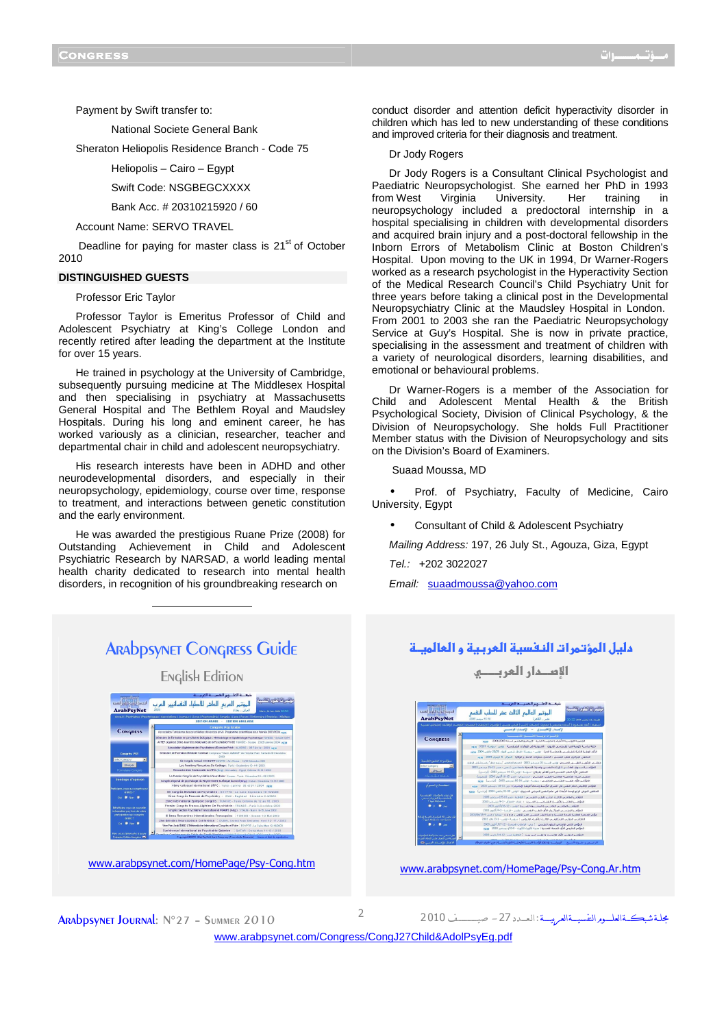Payment by Swift transfer to:

National Societe General Bank

Sheraton Heliopolis Residence Branch - Code 75

Heliopolis – Cairo – Egypt

Swift Code: NSGBEGCXXXX

Bank Acc. # 20310215920 / 60

Account Name: SERVO TRAVEL

Deadline for paying for master class is 21st of October 2010

## DISTINGUISHED GUESTS

Professor Eric Taylor

Professor Taylor is Emeritus Professor of Child and Adolescent Psychiatry at King's College London and recently retired after leading the department at the Institute for over 15 years.

He trained in psychology at the University of Cambridge, subsequently pursuing medicine at The Middlesex Hospital and then specialising in psychiatry at Massachusetts General Hospital and The Bethlem Royal and Maudsley Hospitals. During his long and eminent career, he has worked variously as a clinician, researcher, teacher and departmental chair in child and adolescent neuropsychiatry.

His research interests have been in ADHD and other neurodevelopmental disorders, and especially in their neuropsychology, epidemiology, course over time, response to treatment, and interactions between genetic constitution and the early environment.

He was awarded the prestigious Ruane Prize (2008) for Outstanding Achievement in Child and Adolescent Psychiatric Research by NARSAD, a world leading mental health charity dedicated to research into mental health disorders, in recognition of his groundbreaking research on conduct disorder and attention deficit hyperactivity disorder in children which has led to new understanding of these conditions and improved criteria for their diagnosis and treatment.

Dr Jody Rogers

Dr Jody Rogers is a Consultant Clinical Psychologist and Paediatric Neuropsychologist. She earned her PhD in 1993 from West Virginia University. Her training in neuropsychology included a predoctoral internship in a hospital specialising in children with developmental disorders and acquired brain injury and a post-doctoral fellowship in the Inborn Errors of Metabolism Clinic at Boston Children's Hospital. Upon moving to the UK in 1994, Dr Warner-Rogers worked as a research psychologist in the Hyperactivity Section of the Medical Research Council's Child Psychiatry Unit for three years before taking a clinical post in the Developmental Neuropsychiatry Clinic at the Maudsley Hospital in London. From 2001 to 2003 she ran the Paediatric Neuropsychology Service at Guy's Hospital. She is now in private practice, specialising in the assessment and treatment of children with a variety of neurological disorders, learning disabilities, and emotional or behavioural problems.

Dr Warner-Rogers is a member of the Association for Child and Adolescent Mental Health & the British Psychological Society, Division of Clinical Psychology, & the Division of Neuropsychology. She holds Full Practitioner Member status with the Division of Neuropsychology and sits on the Division's Board of Examiners.

Suaad Moussa, MD

- Prof. of Psychiatry, Faculty of Medicine, Cairo University, Egypt
- Consultant of Child & Adolescent Psychiatry

*Mailing Address:* 197, 26 July St., Agouza, Giza, Egypt

*Tel.:* +202 3022027

*Email:* suaadmoussa@yahoo.com

## Arabpsynet Congress Guide

English Edition

www.arabpsynet.com/HomePage/Psy-Cong.htm

## دليل المؤتمرات النفسية العربية و العالمية

الإصدار العربي

www.arabpsynet.com/HomePage/Psy-Cong.Ar.htm

www.arabpsynet.com/Congress/CongJ27Child&AdolPsyEg.pdf